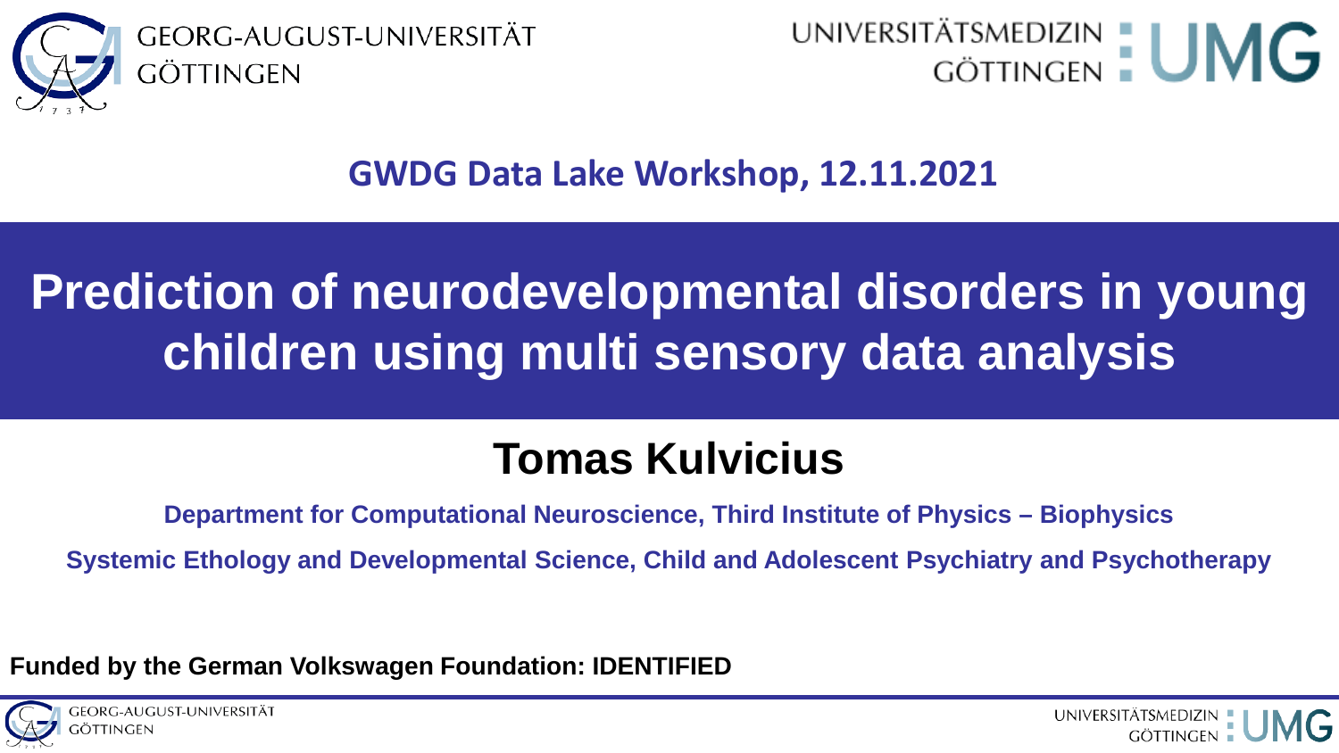GEORG-AUGUST-UNIVERSITÄT GÖTTINGEN

UNIVERSITÄTSMEDIZIN GÖTTINGEN UMG

**GWDG Data Lake Workshop, 12.11.2021**

# Prediction of neurodevelopmental disorders in young children using multi sensory data analysis

## Tomas Kulvicius

**Department for Computational Neuroscience, Third Institute of Physics – Biophysics**

**Systemic Ethology and Developmental Science, Child and Adolescent Psychiatry and Psychotherapy**

**Funded by the German Volkswagen Foundation: IDENTIFIED**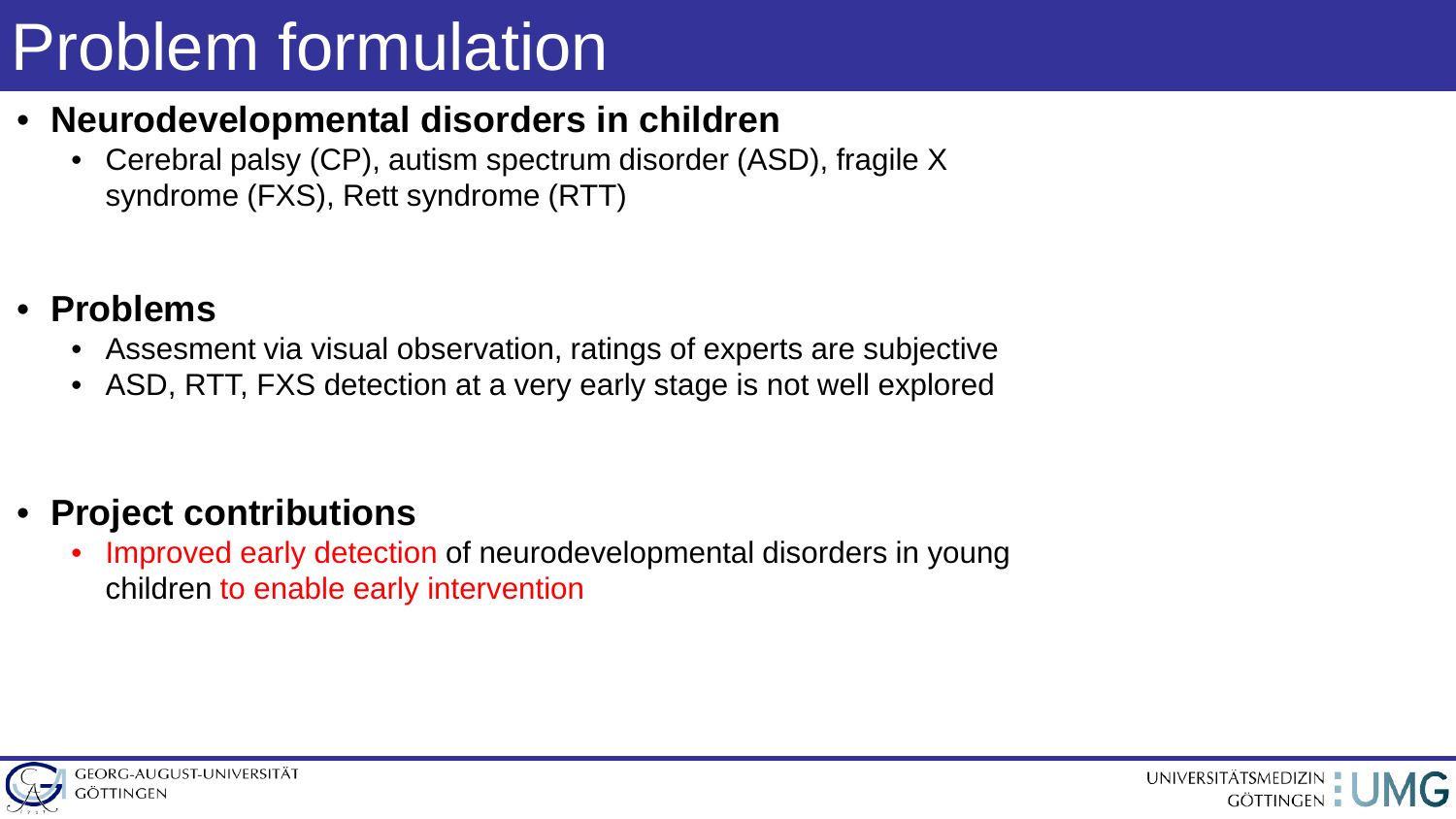# Problem formulation

- **Neurodevelopmental disorders in children**
  - Cerebral palsy (CP), autism spectrum disorder (ASD), fragile X syndrome (FXS), Rett syndrome (RTT)

- **Problems**
  - Assesment via visual observation, ratings of experts are subjective
  - ASD, RTT, FXS detection at a very early stage is not well explored

- **Project contributions**
  - Improved early detection of neurodevelopmental disorders in young children to enable early intervention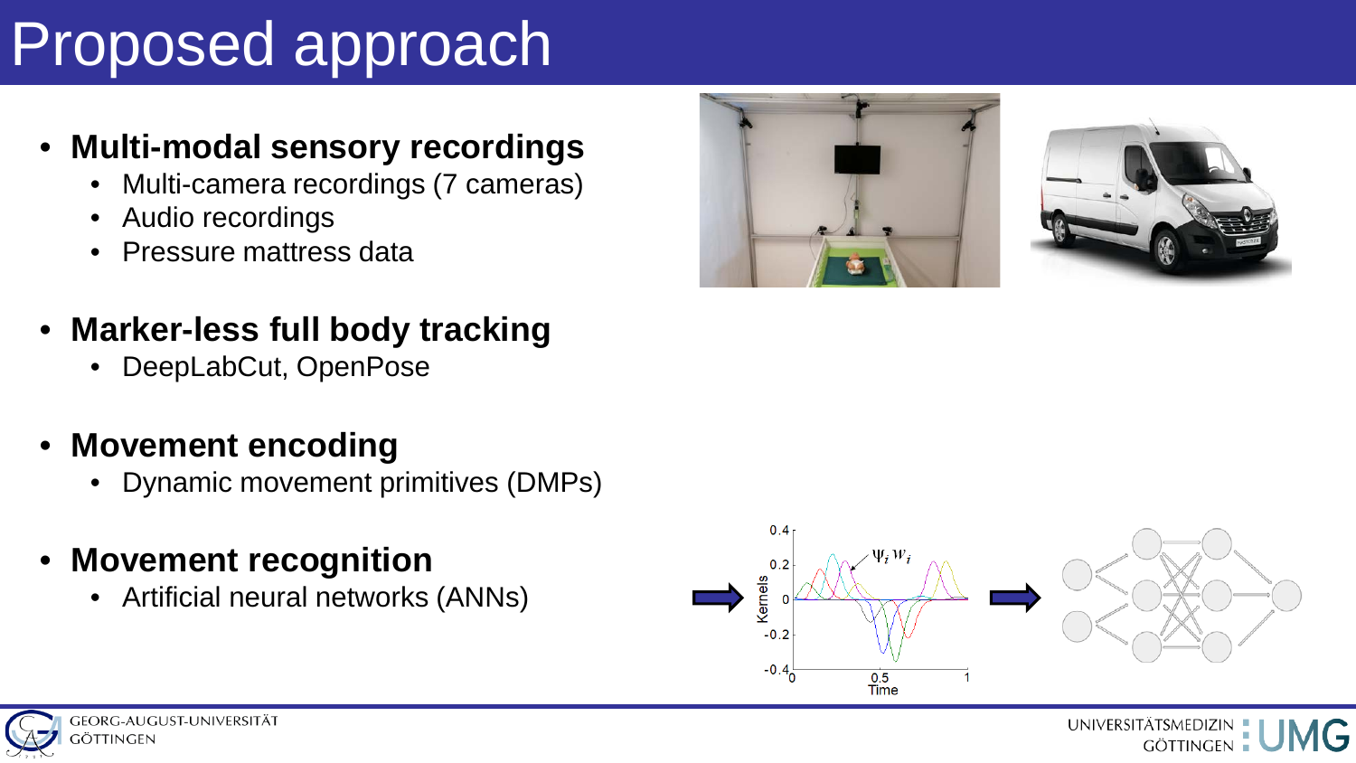# Proposed approach

- **Multi-modal sensory recordings**
  - Multi-camera recordings (7 cameras)
  - Audio recordings
  - Pressure mattress data
- **Marker-less full body tracking**
  - DeepLabCut, OpenPose
- **Movement encoding**
  - Dynamic movement primitives (DMPs)
- **Movement recognition**
  - Artificial neural networks (ANNs)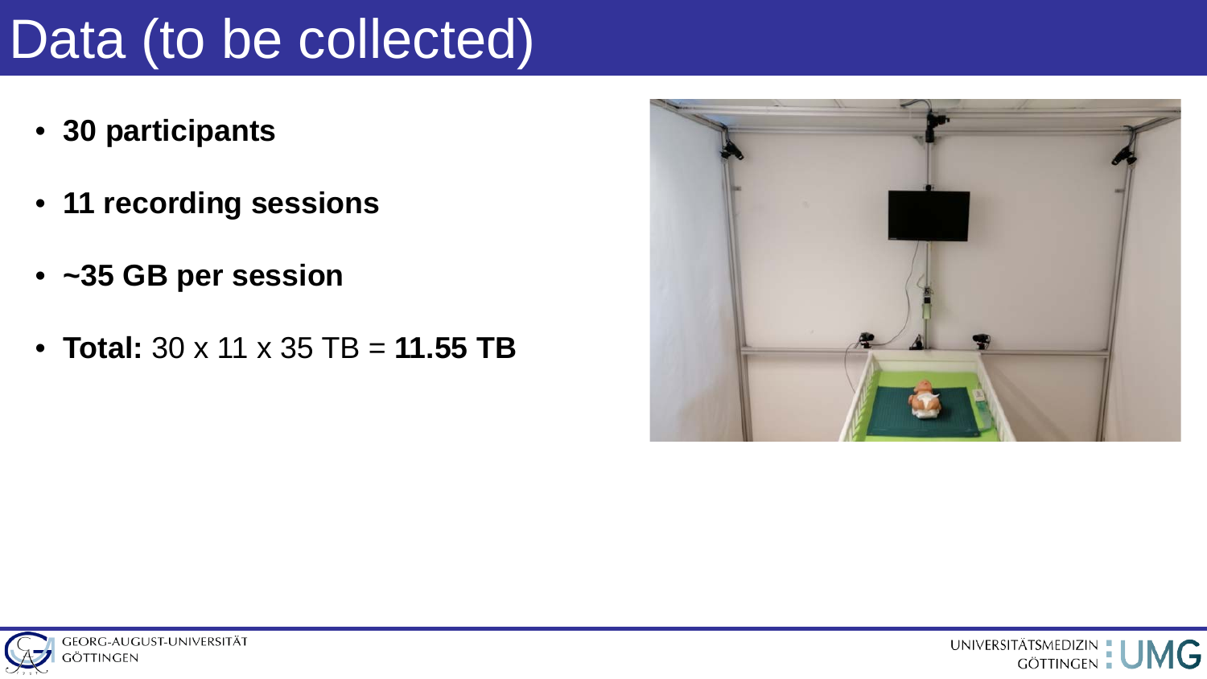# Data (to be collected)

- **30 participants**
- **11 recording sessions**
- **~35 GB per session**
- **Total:** 30 x 11 x 35 TB = **11.55 TB**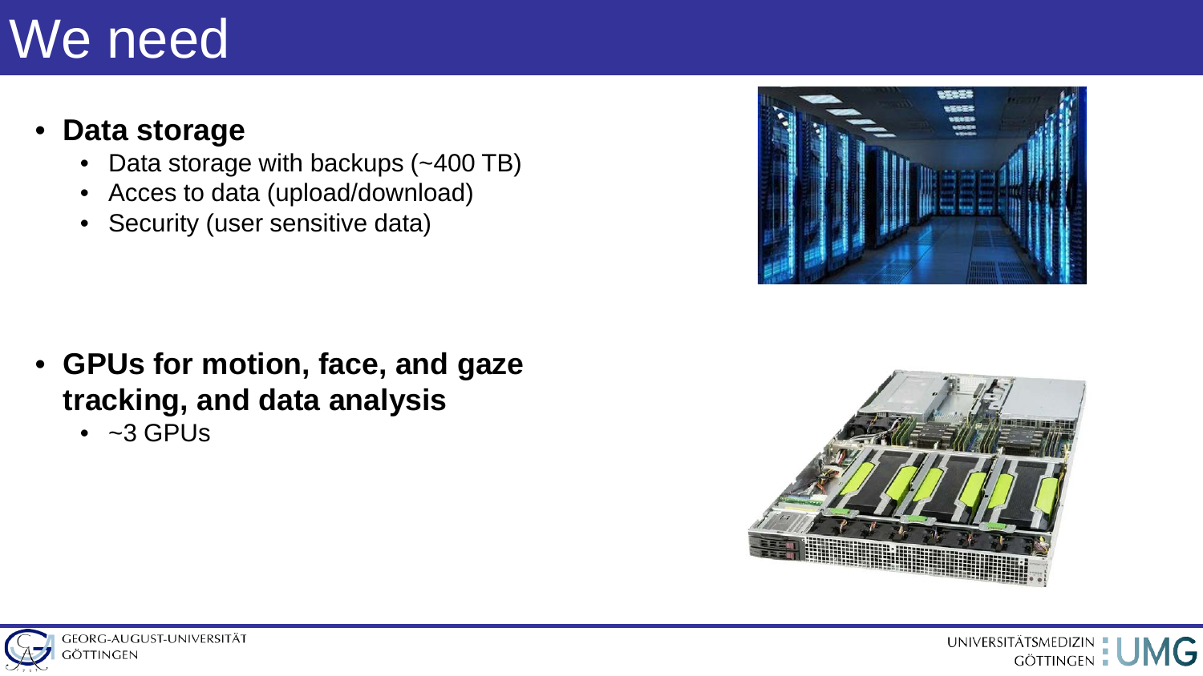# We need

- **Data storage**
  - Data storage with backups (~400 TB)
  - Acces to data (upload/download)
  - Security (user sensitive data)

- **GPUs for motion, face, and gaze tracking, and data analysis**
  - ~3 GPUs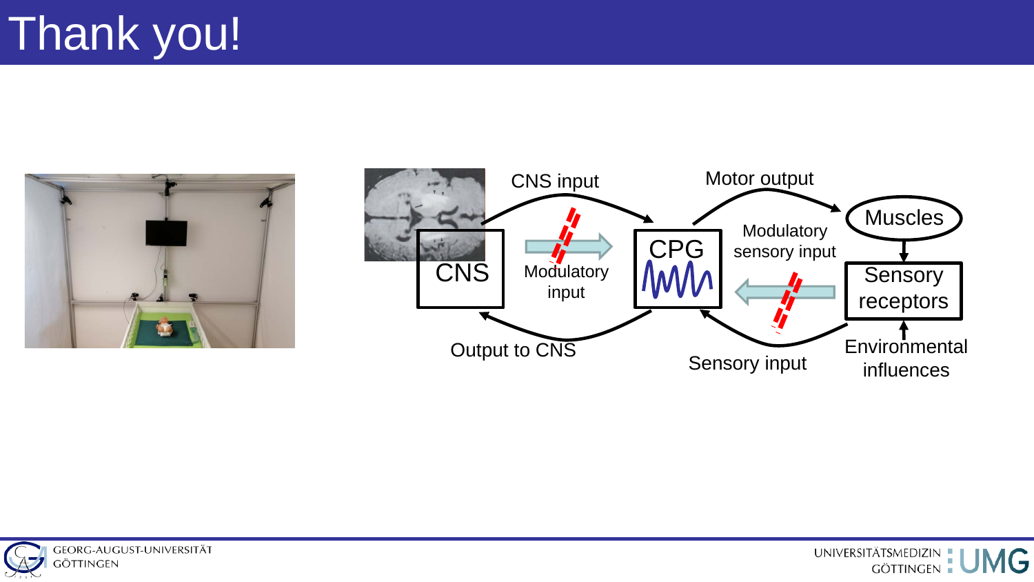# Thank you!

CNS input

Motor output

Muscles

Modulatory sensory input

CNS

Modulatory input

CPG

Sensory receptors

Output to CNS

Sensory input

Environmental influences